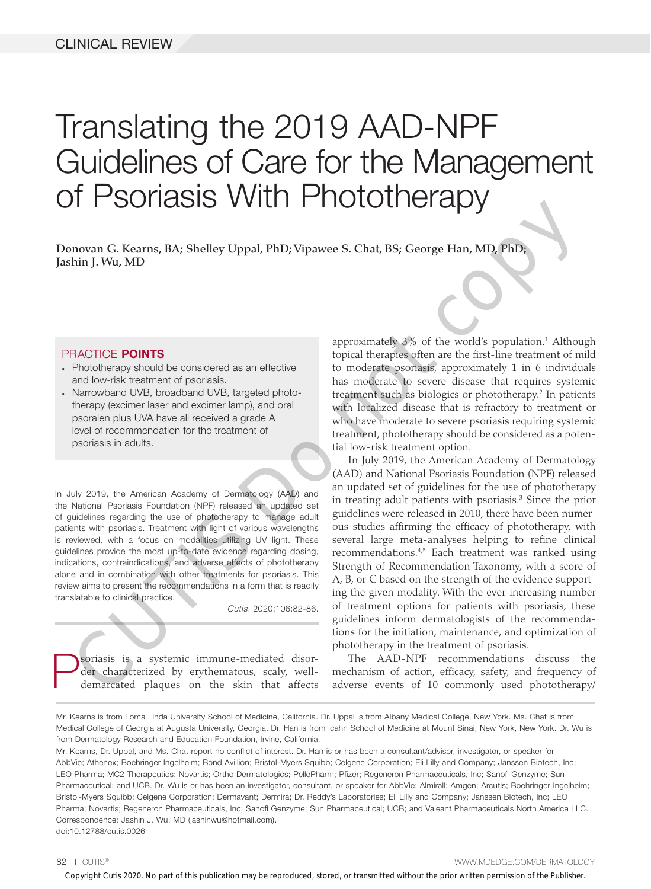CLINICAL REVIEW

# Translating the 2019 AAD-NPF Guidelines of Care for the Management of Psoriasis With Phototherapy

**Donovan G. Kearns, BA; Shelley Uppal, PhD; Vipawee S. Chat, BS; George Han, MD, PhD; Jashin J. Wu, MD**

## PRACTICE POINTS

- Phototherapy should be considered as an effective and low-risk treatment of psoriasis.
- Narrowband UVB, broadband UVB, targeted phototherapy (excimer laser and excimer lamp), and oral psoralen plus UVA have all received a grade A level of recommendation for the treatment of psoriasis in adults.

In July 2019, the American Academy of Dermatology (AAD) and the National Psoriasis Foundation (NPF) released an updated set of guidelines regarding the use of phototherapy to manage adult patients with psoriasis. Treatment with light of various wavelengths is reviewed, with a focus on modalities utilizing UV light. These guidelines provide the most up-to-date evidence regarding dosing, indications, contraindications, and adverse effects of phototherapy alone and in combination with other treatments for psoriasis. This review aims to present the recommendations in a form that is readily translatable to clinical practice.

*Cutis.* 2020;106:82-86.

Psoriasis is a systemic immune-mediated disorder characterized by erythematous, scaly, well-demarcated plaques on the skin that affects approximately 3% of the world's population.[1] Although topical therapies often are the first-line treatment of mild to moderate psoriasis, approximately 1 in 6 individuals has moderate to severe disease that requires systemic treatment such as biologics or phototherapy.[2] In patients with localized disease that is refractory to treatment or who have moderate to severe psoriasis requiring systemic treatment, phototherapy should be considered as a potential low-risk treatment option.

In July 2019, the American Academy of Dermatology (AAD) and National Psoriasis Foundation (NPF) released an updated set of guidelines for the use of phototherapy in treating adult patients with psoriasis.[3] Since the prior guidelines were released in 2010, there have been numerous studies affirming the efficacy of phototherapy, with several large meta-analyses helping to refine clinical recommendations.[4,5] Each treatment was ranked using Strength of Recommendation Taxonomy, with a score of A, B, or C based on the strength of the evidence supporting the given modality. With the ever-increasing number of treatment options for patients with psoriasis, these guidelines inform dermatologists of the recommendations for the initiation, maintenance, and optimization of phototherapy in the treatment of psoriasis.

The AAD-NPF recommendations discuss the mechanism of action, efficacy, safety, and frequency of adverse events of 10 commonly used phototherapy/

Mr. Kearns is from Loma Linda University School of Medicine, California. Dr. Uppal is from Albany Medical College, New York. Ms. Chat is from Medical College of Georgia at Augusta University, Georgia. Dr. Han is from Icahn School of Medicine at Mount Sinai, New York, New York. Dr. Wu is from Dermatology Research and Education Foundation, Irvine, California.

Mr. Kearns, Dr. Uppal, and Ms. Chat report no conflict of interest. Dr. Han is or has been a consultant/advisor, investigator, or speaker for AbbVie; Athenex; Boehringer Ingelheim; Bond Avillion; Bristol-Myers Squibb; Celgene Corporation; Eli Lilly and Company; Janssen Biotech, Inc; LEO Pharma; MC2 Therapeutics; Novartis; Ortho Dermatologics; PellePharm; Pfizer; Regeneron Pharmaceuticals, Inc; Sanofi Genzyme; Sun Pharmaceutical; and UCB. Dr. Wu is or has been an investigator, consultant, or speaker for AbbVie; Almirall; Amgen; Arcutis; Boehringer Ingelheim; Bristol-Myers Squibb; Celgene Corporation; Dermavant; Dermira; Dr. Reddy's Laboratories; Eli Lilly and Company; Janssen Biotech, Inc; LEO Pharma; Novartis; Regeneron Pharmaceuticals, Inc; Sanofi Genzyme; Sun Pharmaceutical; UCB; and Valeant Pharmaceuticals North America LLC.

Correspondence: Jashin J. Wu, MD (jashinwu@hotmail.com).

doi:10.12788/cutis.0026

Copyright Cutis 2020. No part of this publication may be reproduced, stored, or transmitted without the prior written permission of the Publisher.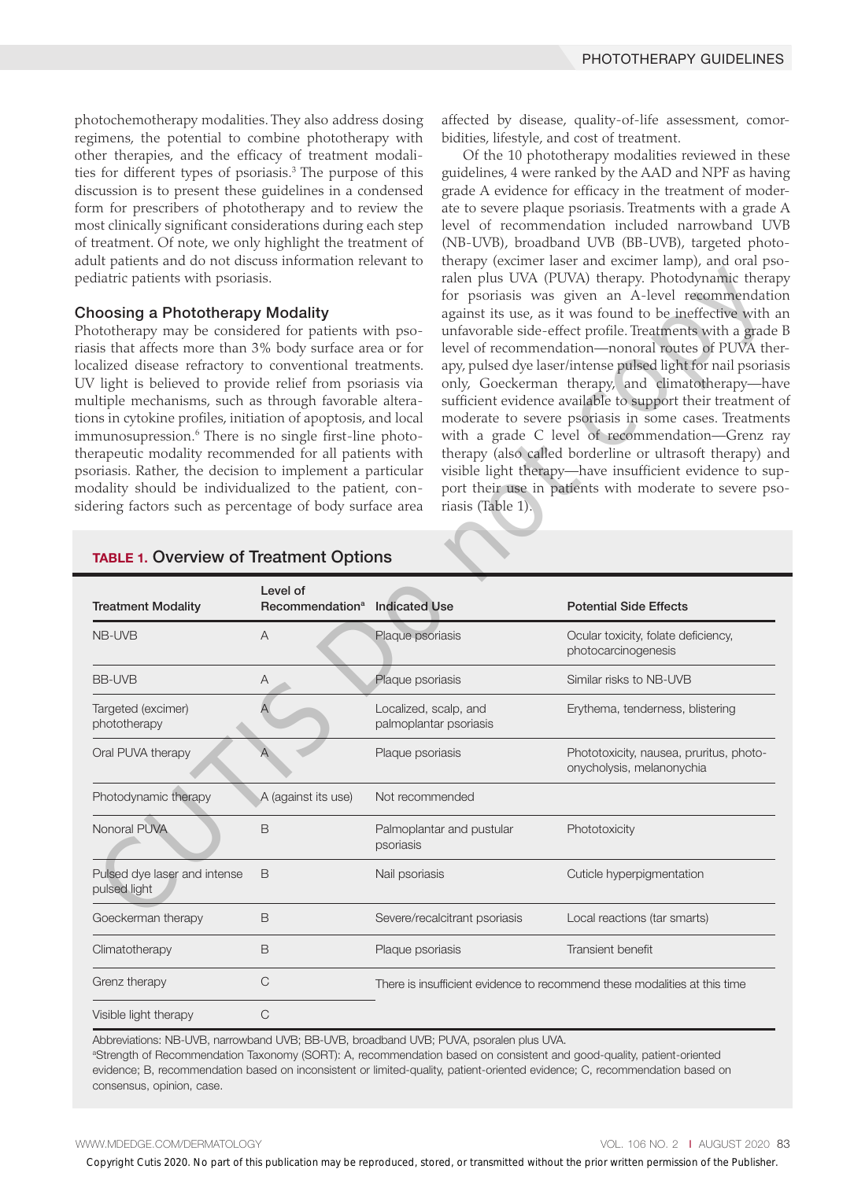photochemotherapy modalities. They also address dosing regimens, the potential to combine phototherapy with other therapies, and the efficacy of treatment modalities for different types of psoriasis.[3] The purpose of this discussion is to present these guidelines in a condensed form for prescribers of phototherapy and to review the most clinically significant considerations during each step of treatment. Of note, we only highlight the treatment of adult patients and do not discuss information relevant to pediatric patients with psoriasis.

## Choosing a Phototherapy Modality

Phototherapy may be considered for patients with psoriasis that affects more than 3% body surface area or for localized disease refractory to conventional treatments. UV light is believed to provide relief from psoriasis via multiple mechanisms, such as through favorable alterations in cytokine profiles, initiation of apoptosis, and local immunosupression.[6] There is no single first-line phototherapeutic modality recommended for all patients with psoriasis. Rather, the decision to implement a particular modality should be individualized to the patient, considering factors such as percentage of body surface area affected by disease, quality-of-life assessment, comorbidities, lifestyle, and cost of treatment.

Of the 10 phototherapy modalities reviewed in these guidelines, 4 were ranked by the AAD and NPF as having grade A evidence for efficacy in the treatment of moderate to severe plaque psoriasis. Treatments with a grade A level of recommendation included narrowband UVB (NB-UVB), broadband UVB (BB-UVB), targeted phototherapy (excimer laser and excimer lamp), and oral psoralen plus UVA (PUVA) therapy. Photodynamic therapy for psoriasis was given an A-level recommendation against its use, as it was found to be ineffective with an unfavorable side-effect profile. Treatments with a grade B level of recommendation—nonoral routes of PUVA therapy, pulsed dye laser/intense pulsed light for nail psoriasis only, Goeckerman therapy, and climatotherapy—have sufficient evidence available to support their treatment of moderate to severe psoriasis in some cases. Treatments with a grade C level of recommendation—Grenz ray therapy (also called borderline or ultrasoft therapy) and visible light therapy—have insufficient evidence to support their use in patients with moderate to severe psoriasis (Table 1).

**TABLE 1. Overview of Treatment Options**

| Treatment Modality | Level of Recommendation[a] | Indicated Use | Potential Side Effects |
|---|---|---|---|
| NB-UVB | A | Plaque psoriasis | Ocular toxicity, folate deficiency, photocarcinogenesis |
| BB-UVB | A | Plaque psoriasis | Similar risks to NB-UVB |
| Targeted (excimer) phototherapy | A | Localized, scalp, and palmoplantar psoriasis | Erythema, tenderness, blistering |
| Oral PUVA therapy | A | Plaque psoriasis | Phototoxicity, nausea, pruritus, photoonycholysis, melanonychia |
| Photodynamic therapy | A (against its use) | Not recommended | |
| Nonoral PUVA | B | Palmoplantar and pustular psoriasis | Phototoxicity |
| Pulsed dye laser and intense pulsed light | B | Nail psoriasis | Cuticle hyperpigmentation |
| Goeckerman therapy | B | Severe/recalcitrant psoriasis | Local reactions (tar smarts) |
| Climatotherapy | B | Plaque psoriasis | Transient benefit |
| Grenz therapy | C | There is insufficient evidence to recommend these modalities at this time | |
| Visible light therapy | C | | |

Abbreviations: NB-UVB, narrowband UVB; BB-UVB, broadband UVB; PUVA, psoralen plus UVA.
[a]Strength of Recommendation Taxonomy (SORT): A, recommendation based on consistent and good-quality, patient-oriented evidence; B, recommendation based on inconsistent or limited-quality, patient-oriented evidence; C, recommendation based on consensus, opinion, case.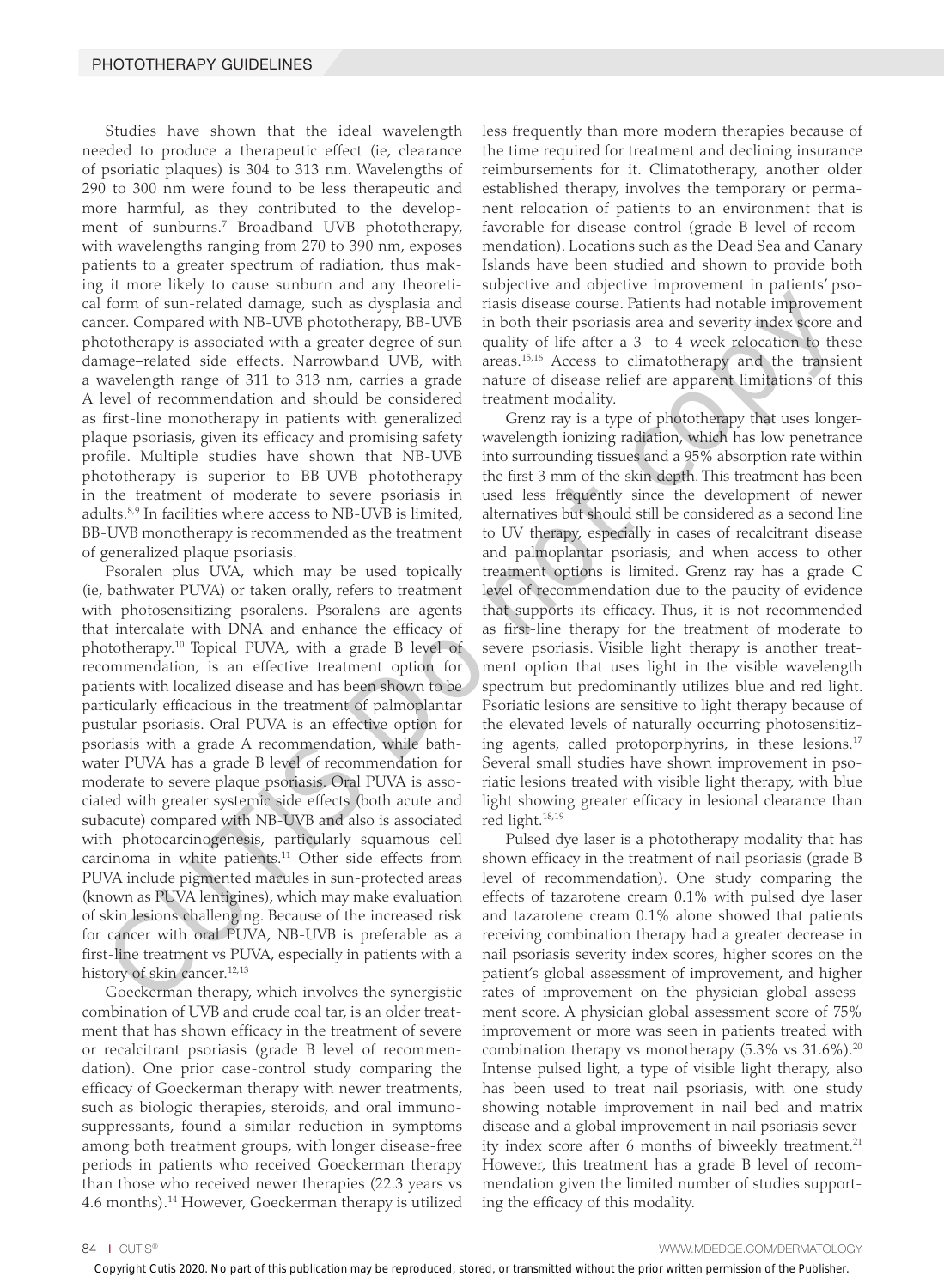Studies have shown that the ideal wavelength needed to produce a therapeutic effect (ie, clearance of psoriatic plaques) is 304 to 313 nm. Wavelengths of 290 to 300 nm were found to be less therapeutic and more harmful, as they contributed to the development of sunburns.[7] Broadband UVB phototherapy, with wavelengths ranging from 270 to 390 nm, exposes patients to a greater spectrum of radiation, thus making it more likely to cause sunburn and any theoretical form of sun-related damage, such as dysplasia and cancer. Compared with NB-UVB phototherapy, BB-UVB phototherapy is associated with a greater degree of sun damage–related side effects. Narrowband UVB, with a wavelength range of 311 to 313 nm, carries a grade A level of recommendation and should be considered as first-line monotherapy in patients with generalized plaque psoriasis, given its efficacy and promising safety profile. Multiple studies have shown that NB-UVB phototherapy is superior to BB-UVB phototherapy in the treatment of moderate to severe psoriasis in adults.[8,9] In facilities where access to NB-UVB is limited, BB-UVB monotherapy is recommended as the treatment of generalized plaque psoriasis.

Psoralen plus UVA, which may be used topically (ie, bathwater PUVA) or taken orally, refers to treatment with photosensitizing psoralens. Psoralens are agents that intercalate with DNA and enhance the efficacy of phototherapy.[10] Topical PUVA, with a grade B level of recommendation, is an effective treatment option for patients with localized disease and has been shown to be particularly efficacious in the treatment of palmoplantar pustular psoriasis. Oral PUVA is an effective option for psoriasis with a grade A recommendation, while bathwater PUVA has a grade B level of recommendation for moderate to severe plaque psoriasis. Oral PUVA is associated with greater systemic side effects (both acute and subacute) compared with NB-UVB and also is associated with photocarcinogenesis, particularly squamous cell carcinoma in white patients.[11] Other side effects from PUVA include pigmented macules in sun-protected areas (known as PUVA lentigines), which may make evaluation of skin lesions challenging. Because of the increased risk for cancer with oral PUVA, NB-UVB is preferable as a first-line treatment vs PUVA, especially in patients with a history of skin cancer.[12,13]

Goeckerman therapy, which involves the synergistic combination of UVB and crude coal tar, is an older treatment that has shown efficacy in the treatment of severe or recalcitrant psoriasis (grade B level of recommendation). One prior case-control study comparing the efficacy of Goeckerman therapy with newer treatments, such as biologic therapies, steroids, and oral immunosuppressants, found a similar reduction in symptoms among both treatment groups, with longer disease-free periods in patients who received Goeckerman therapy than those who received newer therapies (22.3 years vs 4.6 months).[14] However, Goeckerman therapy is utilized less frequently than more modern therapies because of the time required for treatment and declining insurance reimbursements for it. Climatotherapy, another older established therapy, involves the temporary or permanent relocation of patients to an environment that is favorable for disease control (grade B level of recommendation). Locations such as the Dead Sea and Canary Islands have been studied and shown to provide both subjective and objective improvement in patients' psoriasis disease course. Patients had notable improvement in both their psoriasis area and severity index score and quality of life after a 3- to 4-week relocation to these areas.[15,16] Access to climatotherapy and the transient nature of disease relief are apparent limitations of this treatment modality.

Grenz ray is a type of phototherapy that uses longer-wavelength ionizing radiation, which has low penetrance into surrounding tissues and a 95% absorption rate within the first 3 mm of the skin depth. This treatment has been used less frequently since the development of newer alternatives but should still be considered as a second line to UV therapy, especially in cases of recalcitrant disease and palmoplantar psoriasis, and when access to other treatment options is limited. Grenz ray has a grade C level of recommendation due to the paucity of evidence that supports its efficacy. Thus, it is not recommended as first-line therapy for the treatment of moderate to severe psoriasis. Visible light therapy is another treatment option that uses light in the visible wavelength spectrum but predominantly utilizes blue and red light. Psoriatic lesions are sensitive to light therapy because of the elevated levels of naturally occurring photosensitizing agents, called protoporphyrins, in these lesions.[17] Several small studies have shown improvement in psoriatic lesions treated with visible light therapy, with blue light showing greater efficacy in lesional clearance than red light.[18,19]

Pulsed dye laser is a phototherapy modality that has shown efficacy in the treatment of nail psoriasis (grade B level of recommendation). One study comparing the effects of tazarotene cream 0.1% with pulsed dye laser and tazarotene cream 0.1% alone showed that patients receiving combination therapy had a greater decrease in nail psoriasis severity index scores, higher scores on the patient's global assessment of improvement, and higher rates of improvement on the physician global assessment score. A physician global assessment score of 75% improvement or more was seen in patients treated with combination therapy vs monotherapy (5.3% vs 31.6%).[20] Intense pulsed light, a type of visible light therapy, also has been used to treat nail psoriasis, with one study showing notable improvement in nail bed and matrix disease and a global improvement in nail psoriasis severity index score after 6 months of biweekly treatment.[21] However, this treatment has a grade B level of recommendation given the limited number of studies supporting the efficacy of this modality.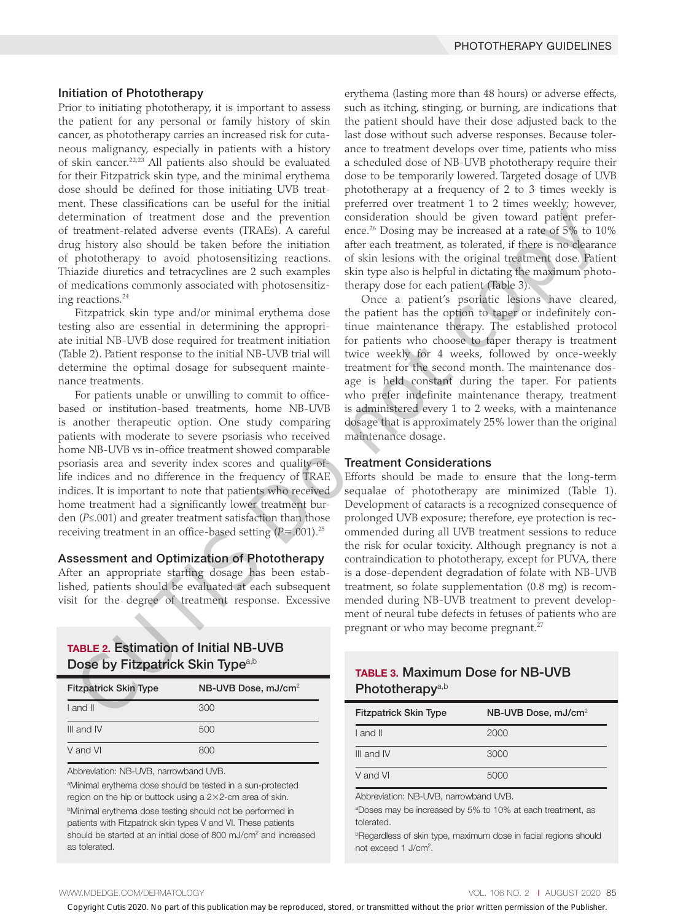## Initiation of Phototherapy

Prior to initiating phototherapy, it is important to assess the patient for any personal or family history of skin cancer, as phototherapy carries an increased risk for cutaneous malignancy, especially in patients with a history of skin cancer.[22,23] All patients also should be evaluated for their Fitzpatrick skin type, and the minimal erythema dose should be defined for those initiating UVB treatment. These classifications can be useful for the initial determination of treatment dose and the prevention of treatment-related adverse events (TRAEs). A careful drug history also should be taken before the initiation of phototherapy to avoid photosensitizing reactions. Thiazide diuretics and tetracyclines are 2 such examples of medications commonly associated with photosensitizing reactions.[24]

Fitzpatrick skin type and/or minimal erythema dose testing also are essential in determining the appropriate initial NB-UVB dose required for treatment initiation (Table 2). Patient response to the initial NB-UVB trial will determine the optimal dosage for subsequent maintenance treatments.

For patients unable or unwilling to commit to office-based or institution-based treatments, home NB-UVB is another therapeutic option. One study comparing patients with moderate to severe psoriasis who received home NB-UVB vs in-office treatment showed comparable psoriasis area and severity index scores and quality-of-life indices and no difference in the frequency of TRAE indices. It is important to note that patients who received home treatment had a significantly lower treatment burden ($P \leq .001$) and greater treatment satisfaction than those receiving treatment in an office-based setting ($P = .001$).[25]

## Assessment and Optimization of Phototherapy

After an appropriate starting dosage has been established, patients should be evaluated at each subsequent visit for the degree of treatment response. Excessive erythema (lasting more than 48 hours) or adverse effects, such as itching, stinging, or burning, are indications that the patient should have their dose adjusted back to the last dose without such adverse responses. Because tolerance to treatment develops over time, patients who miss a scheduled dose of NB-UVB phototherapy require their dose to be temporarily lowered. Targeted dosage of UVB phototherapy at a frequency of 2 to 3 times weekly is preferred over treatment 1 to 2 times weekly; however, consideration should be given toward patient preference.[26] Dosing may be increased at a rate of 5% to 10% after each treatment, as tolerated, if there is no clearance of skin lesions with the original treatment dose. Patient skin type also is helpful in dictating the maximum phototherapy dose for each patient (Table 3).

Once a patient's psoriatic lesions have cleared, the patient has the option to taper or indefinitely continue maintenance therapy. The established protocol for patients who choose to taper therapy is treatment twice weekly for 4 weeks, followed by once-weekly treatment for the second month. The maintenance dosage is held constant during the taper. For patients who prefer indefinite maintenance therapy, treatment is administered every 1 to 2 weeks, with a maintenance dosage that is approximately 25% lower than the original maintenance dosage.

## Treatment Considerations

Efforts should be made to ensure that the long-term sequalae of phototherapy are minimized (Table 1). Development of cataracts is a recognized consequence of prolonged UVB exposure; therefore, eye protection is recommended during all UVB treatment sessions to reduce the risk for ocular toxicity. Although pregnancy is not a contraindication to phototherapy, except for PUVA, there is a dose-dependent degradation of folate with NB-UVB treatment, so folate supplementation (0.8 mg) is recommended during NB-UVB treatment to prevent development of neural tube defects in fetuses of patients who are pregnant or who may become pregnant.[27]

**TABLE 2. Estimation of Initial NB-UVB Dose by Fitzpatrick Skin Type**[a,b]

| Fitzpatrick Skin Type | NB-UVB Dose, mJ/cm$^2$ |
|---|---|
| I and II | 300 |
| III and IV | 500 |
| V and VI | 800 |

Abbreviation: NB-UVB, narrowband UVB.

[a]Minimal erythema dose should be tested in a sun-protected region on the hip or buttock using a 2×2-cm area of skin.

[b]Minimal erythema dose testing should not be performed in patients with Fitzpatrick skin types V and VI. These patients should be started at an initial dose of 800 mJ/cm$^2$ and increased as tolerated.

**TABLE 3. Maximum Dose for NB-UVB Phototherapy**[a,b]

| Fitzpatrick Skin Type | NB-UVB Dose, mJ/cm$^2$ |
|---|---|
| I and II | 2000 |
| III and IV | 3000 |
| V and VI | 5000 |

Abbreviation: NB-UVB, narrowband UVB.

[a]Doses may be increased by 5% to 10% at each treatment, as tolerated.

[b]Regardless of skin type, maximum dose in facial regions should not exceed 1 J/cm$^2$.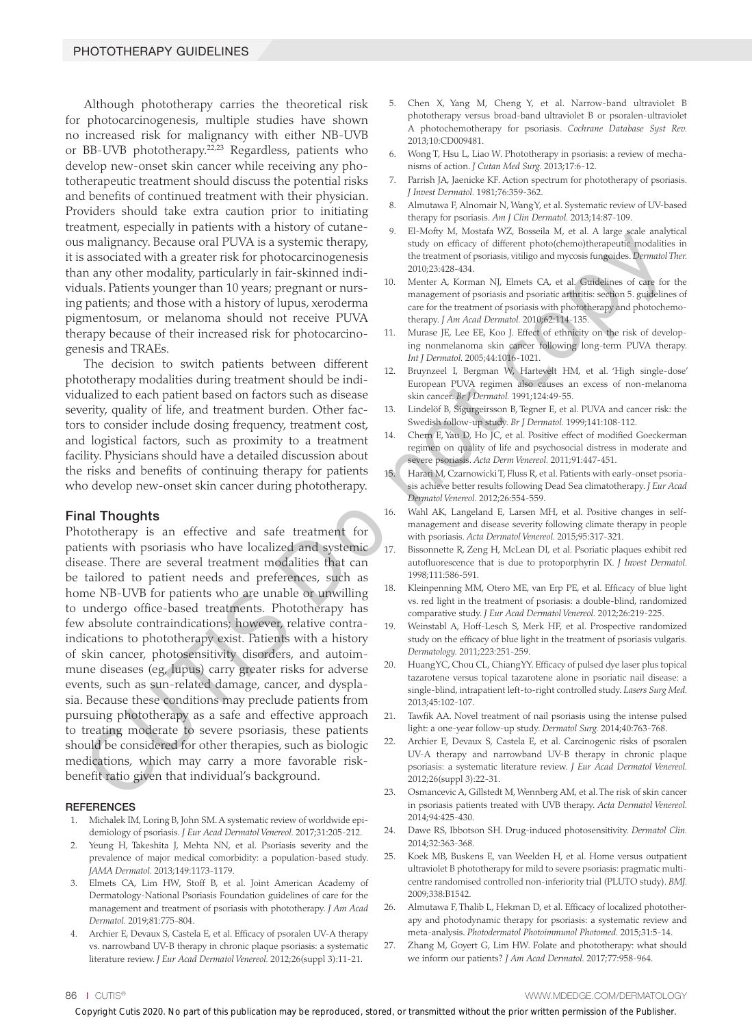Although phototherapy carries the theoretical risk for photocarcinogenesis, multiple studies have shown no increased risk for malignancy with either NB-UVB or BB-UVB phototherapy.[22,23] Regardless, patients who develop new-onset skin cancer while receiving any phototherapeutic treatment should discuss the potential risks and benefits of continued treatment with their physician. Providers should take extra caution prior to initiating treatment, especially in patients with a history of cutaneous malignancy. Because oral PUVA is a systemic therapy, it is associated with a greater risk for photocarcinogenesis than any other modality, particularly in fair-skinned individuals. Patients younger than 10 years; pregnant or nursing patients; and those with a history of lupus, xeroderma pigmentosum, or melanoma should not receive PUVA therapy because of their increased risk for photocarcinogenesis and TRAEs.

The decision to switch patients between different phototherapy modalities during treatment should be individualized to each patient based on factors such as disease severity, quality of life, and treatment burden. Other factors to consider include dosing frequency, treatment cost, and logistical factors, such as proximity to a treatment facility. Physicians should have a detailed discussion about the risks and benefits of continuing therapy for patients who develop new-onset skin cancer during phototherapy.

## Final Thoughts

Phototherapy is an effective and safe treatment for patients with psoriasis who have localized and systemic disease. There are several treatment modalities that can be tailored to patient needs and preferences, such as home NB-UVB for patients who are unable or unwilling to undergo office-based treatments. Phototherapy has few absolute contraindications; however, relative contraindications to phototherapy exist. Patients with a history of skin cancer, photosensitivity disorders, and autoimmune diseases (eg, lupus) carry greater risks for adverse events, such as sun-related damage, cancer, and dysplasia. Because these conditions may preclude patients from pursuing phototherapy as a safe and effective approach to treating moderate to severe psoriasis, these patients should be considered for other therapies, such as biologic medications, which may carry a more favorable risk-benefit ratio given that individual's background.

### REFERENCES

1. Michalek IM, Loring B, John SM. A systematic review of worldwide epidemiology of psoriasis. *J Eur Acad Dermatol Venereol.* 2017;31:205-212.
2. Yeung H, Takeshita J, Mehta NN, et al. Psoriasis severity and the prevalence of major medical comorbidity: a population-based study. *JAMA Dermatol.* 2013;149:1173-1179.
3. Elmets CA, Lim HW, Stoff B, et al. Joint American Academy of Dermatology-National Psoriasis Foundation guidelines of care for the management and treatment of psoriasis with phototherapy. *J Am Acad Dermatol.* 2019;81:775-804.
4. Archier E, Devaux S, Castela E, et al. Efficacy of psoralen UV-A therapy vs. narrowband UV-B therapy in chronic plaque psoriasis: a systematic literature review. *J Eur Acad Dermatol Venereol.* 2012;26(suppl 3):11-21.
5. Chen X, Yang M, Cheng Y, et al. Narrow-band ultraviolet B phototherapy versus broad-band ultraviolet B or psoralen-ultraviolet A photochemotherapy for psoriasis. *Cochrane Database Syst Rev.* 2013;10:CD009481.
6. Wong T, Hsu L, Liao W. Phototherapy in psoriasis: a review of mechanisms of action. *J Cutan Med Surg.* 2013;17:6-12.
7. Parrish JA, Jaenicke KF. Action spectrum for phototherapy of psoriasis. *J Invest Dermatol.* 1981;76:359-362.
8. Almutawa F, Alnomair N, Wang Y, et al. Systematic review of UV-based therapy for psoriasis. *Am J Clin Dermatol.* 2013;14:87-109.
9. El-Mofty M, Mostafa WZ, Bosseila M, et al. A large scale analytical study on efficacy of different photo(chemo)therapeutic modalities in the treatment of psoriasis, vitiligo and mycosis fungoides. *Dermatol Ther.* 2010;23:428-434.
10. Menter A, Korman NJ, Elmets CA, et al. Guidelines of care for the management of psoriasis and psoriatic arthritis: section 5. guidelines of care for the treatment of psoriasis with phototherapy and photochemotherapy. *J Am Acad Dermatol.* 2010;62:114-135.
11. Murase JE, Lee EE, Koo J. Effect of ethnicity on the risk of developing nonmelanoma skin cancer following long-term PUVA therapy. *Int J Dermatol.* 2005;44:1016-1021.
12. Bruynzeel I, Bergman W, Hartevelt HM, et al. 'High single-dose' European PUVA regimen also causes an excess of non-melanoma skin cancer. *Br J Dermatol.* 1991;124:49-55.
13. Lindelöf B, Sigurgeirsson B, Tegner E, et al. PUVA and cancer risk: the Swedish follow-up study. *Br J Dermatol.* 1999;141:108-112.
14. Chern E, Yau D, Ho JC, et al. Positive effect of modified Goeckerman regimen on quality of life and psychosocial distress in moderate and severe psoriasis. *Acta Derm Venereol.* 2011;91:447-451.
15. Harari M, Czarnowicki T, Fluss R, et al. Patients with early-onset psoriasis achieve better results following Dead Sea climatotherapy. *J Eur Acad Dermatol Venereol.* 2012;26:554-559.
16. Wahl AK, Langeland E, Larsen MH, et al. Positive changes in self-management and disease severity following climate therapy in people with psoriasis. *Acta Dermatol Venereol.* 2015;95:317-321.
17. Bissonnette R, Zeng H, McLean DI, et al. Psoriatic plaques exhibit red autofluorescence that is due to protoporphyrin IX. *J Invest Dermatol.* 1998;111:586-591.
18. Kleinpenning MM, Otero ME, van Erp PE, et al. Efficacy of blue light vs. red light in the treatment of psoriasis: a double-blind, randomized comparative study. *J Eur Acad Dermatol Venereol.* 2012;26:219-225.
19. Weinstabl A, Hoff-Lesch S, Merk HF, et al. Prospective randomized study on the efficacy of blue light in the treatment of psoriasis vulgaris. *Dermatology.* 2011;223:251-259.
20. Huang YC, Chou CL, Chiang YY. Efficacy of pulsed dye laser plus topical tazarotene versus topical tazarotene alone in psoriatic nail disease: a single-blind, intrapatient left-to-right controlled study. *Lasers Surg Med.* 2013;45:102-107.
21. Tawfik AA. Novel treatment of nail psoriasis using the intense pulsed light: a one-year follow-up study. *Dermatol Surg.* 2014;40:763-768.
22. Archier E, Devaux S, Castela E, et al. Carcinogenic risks of psoralen UV-A therapy and narrowband UV-B therapy in chronic plaque psoriasis: a systematic literature review. *J Eur Acad Dermatol Venereol.* 2012;26(suppl 3):22-31.
23. Osmancevic A, Gillstedt M, Wennberg AM, et al. The risk of skin cancer in psoriasis patients treated with UVB therapy. *Acta Dermatol Venereol.* 2014;94:425-430.
24. Dawe RS, Ibbotson SH. Drug-induced photosensitivity. *Dermatol Clin.* 2014;32:363-368.
25. Koek MB, Buskens E, van Weelden H, et al. Home versus outpatient ultraviolet B phototherapy for mild to severe psoriasis: pragmatic multicentre randomised controlled non-inferiority trial (PLUTO study). *BMJ.* 2009;338:B1542.
26. Almutawa F, Thalib L, Hekman D, et al. Efficacy of localized phototherapy and photodynamic therapy for psoriasis: a systematic review and meta-analysis. *Photodermatol Photoimmunol Photomed.* 2015;31:5-14.
27. Zhang M, Goyert G, Lim HW. Folate and phototherapy: what should we inform our patients? *J Am Acad Dermatol.* 2017;77:958-964.